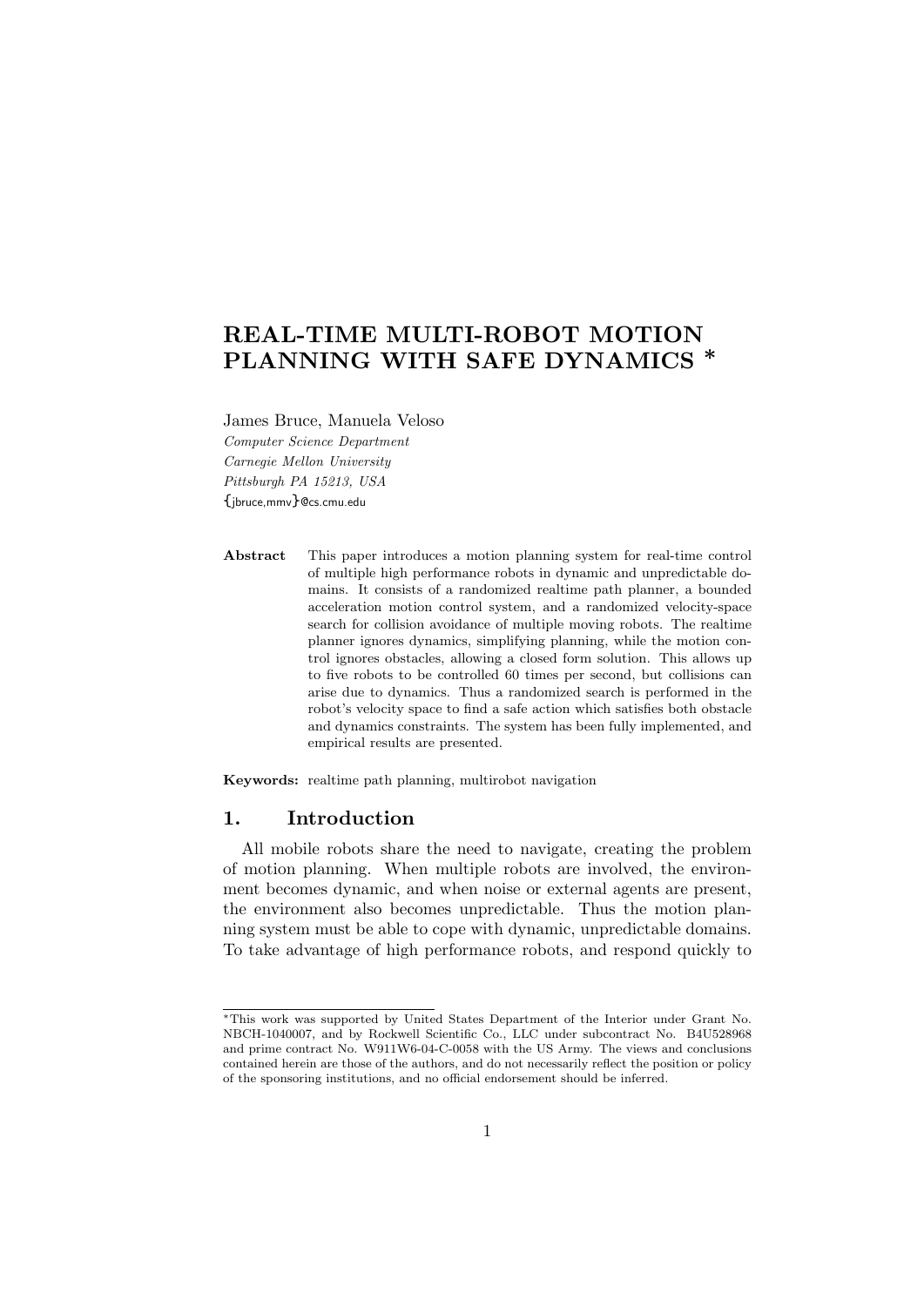# REAL-TIME MULTI-ROBOT MOTION PLANNING WITH SAFE DYNAMICS *

James Bruce, Manuela Veloso

*Computer Science Department*
*Carnegie Mellon University*
*Pittsburgh PA 15213, USA*
{jbruce,mmv}@cs.cmu.edu

**Abstract** This paper introduces a motion planning system for real-time control of multiple high performance robots in dynamic and unpredictable domains. It consists of a randomized realtime path planner, a bounded acceleration motion control system, and a randomized velocity-space search for collision avoidance of multiple moving robots. The realtime planner ignores dynamics, simplifying planning, while the motion control ignores obstacles, allowing a closed form solution. This allows up to five robots to be controlled 60 times per second, but collisions can arise due to dynamics. Thus a randomized search is performed in the robot's velocity space to find a safe action which satisfies both obstacle and dynamics constraints. The system has been fully implemented, and empirical results are presented.

**Keywords:** realtime path planning, multirobot navigation

## 1. Introduction

All mobile robots share the need to navigate, creating the problem of motion planning. When multiple robots are involved, the environment becomes dynamic, and when noise or external agents are present, the environment also becomes unpredictable. Thus the motion planning system must be able to cope with dynamic, unpredictable domains. To take advantage of high performance robots, and respond quickly to

*This work was supported by United States Department of the Interior under Grant No. NBCH-1040007, and by Rockwell Scientific Co., LLC under subcontract No. B4U528968 and prime contract No. W911W6-04-C-0058 with the US Army. The views and conclusions contained herein are those of the authors, and do not necessarily reflect the position or policy of the sponsoring institutions, and no official endorsement should be inferred.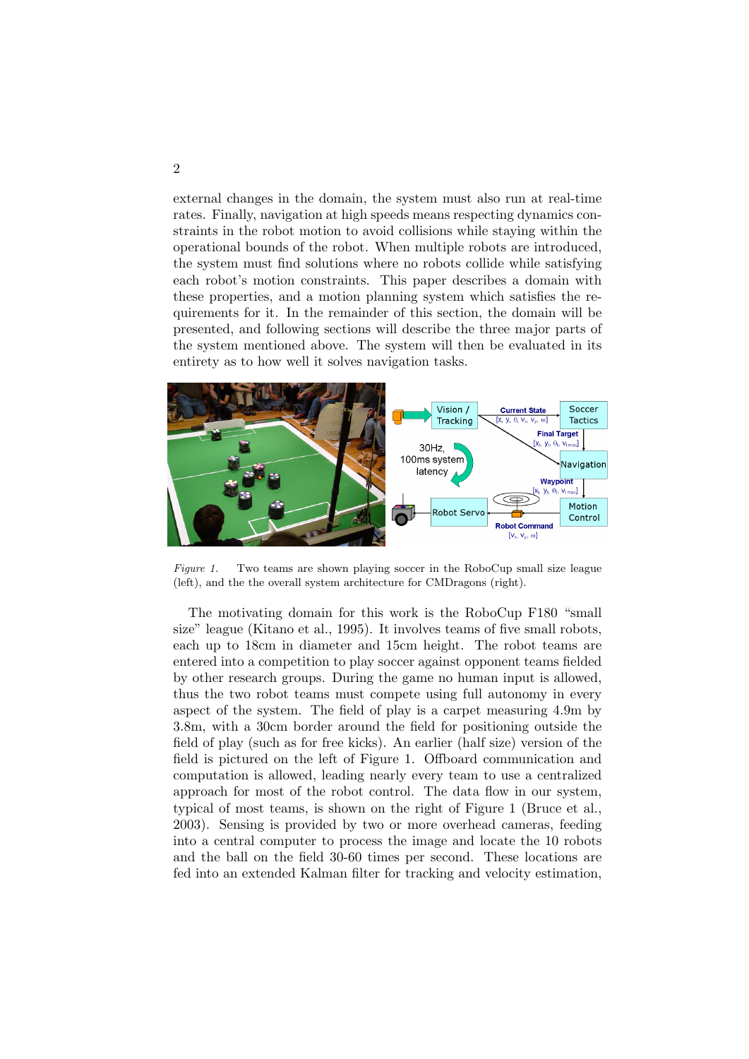external changes in the domain, the system must also run at real-time rates. Finally, navigation at high speeds means respecting dynamics constraints in the robot motion to avoid collisions while staying within the operational bounds of the robot. When multiple robots are introduced, the system must find solutions where no robots collide while satisfying each robot's motion constraints. This paper describes a domain with these properties, and a motion planning system which satisfies the requirements for it. In the remainder of this section, the domain will be presented, and following sections will describe the three major parts of the system mentioned above. The system will then be evaluated in its entirety as to how well it solves navigation tasks.

*Figure 1.* Two teams are shown playing soccer in the RoboCup small size league (left), and the the overall system architecture for CMDragons (right).

The motivating domain for this work is the RoboCup F180 "small size" league (Kitano et al., 1995). It involves teams of five small robots, each up to 18cm in diameter and 15cm height. The robot teams are entered into a competition to play soccer against opponent teams fielded by other research groups. During the game no human input is allowed, thus the two robot teams must compete using full autonomy in every aspect of the system. The field of play is a carpet measuring 4.9m by 3.8m, with a 30cm border around the field for positioning outside the field of play (such as for free kicks). An earlier (half size) version of the field is pictured on the left of Figure 1. Offboard communication and computation is allowed, leading nearly every team to use a centralized approach for most of the robot control. The data flow in our system, typical of most teams, is shown on the right of Figure 1 (Bruce et al., 2003). Sensing is provided by two or more overhead cameras, feeding into a central computer to process the image and locate the 10 robots and the ball on the field 30-60 times per second. These locations are fed into an extended Kalman filter for tracking and velocity estimation,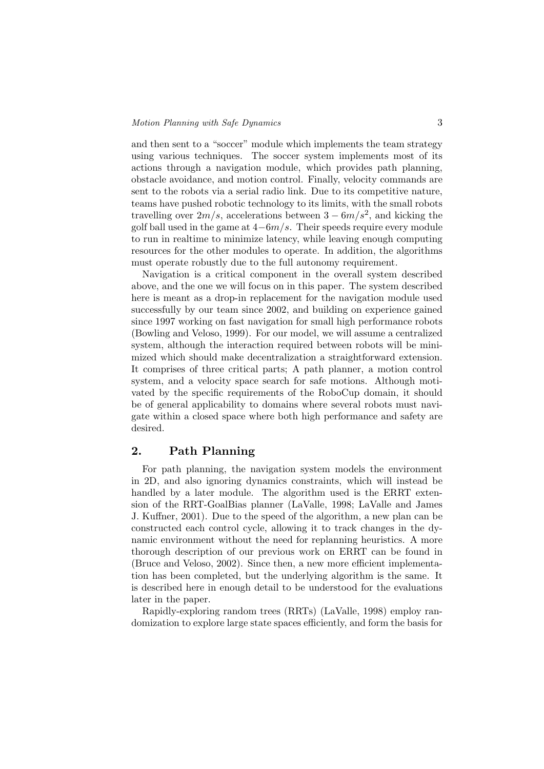and then sent to a "soccer" module which implements the team strategy using various techniques. The soccer system implements most of its actions through a navigation module, which provides path planning, obstacle avoidance, and motion control. Finally, velocity commands are sent to the robots via a serial radio link. Due to its competitive nature, teams have pushed robotic technology to its limits, with the small robots travelling over $2m/s$, accelerations between $3 - 6m/s^2$, and kicking the golf ball used in the game at $4-6m/s$. Their speeds require every module to run in realtime to minimize latency, while leaving enough computing resources for the other modules to operate. In addition, the algorithms must operate robustly due to the full autonomy requirement.

Navigation is a critical component in the overall system described above, and the one we will focus on in this paper. The system described here is meant as a drop-in replacement for the navigation module used successfully by our team since 2002, and building on experience gained since 1997 working on fast navigation for small high performance robots (Bowling and Veloso, 1999). For our model, we will assume a centralized system, although the interaction required between robots will be minimized which should make decentralization a straightforward extension. It comprises of three critical parts; A path planner, a motion control system, and a velocity space search for safe motions. Although motivated by the specific requirements of the RoboCup domain, it should be of general applicability to domains where several robots must navigate within a closed space where both high performance and safety are desired.

## 2. Path Planning

For path planning, the navigation system models the environment in 2D, and also ignoring dynamics constraints, which will instead be handled by a later module. The algorithm used is the ERRT extension of the RRT-GoalBias planner (LaValle, 1998; LaValle and James J. Kuffner, 2001). Due to the speed of the algorithm, a new plan can be constructed each control cycle, allowing it to track changes in the dynamic environment without the need for replanning heuristics. A more thorough description of our previous work on ERRT can be found in (Bruce and Veloso, 2002). Since then, a new more efficient implementation has been completed, but the underlying algorithm is the same. It is described here in enough detail to be understood for the evaluations later in the paper.

Rapidly-exploring random trees (RRTs) (LaValle, 1998) employ randomization to explore large state spaces efficiently, and form the basis for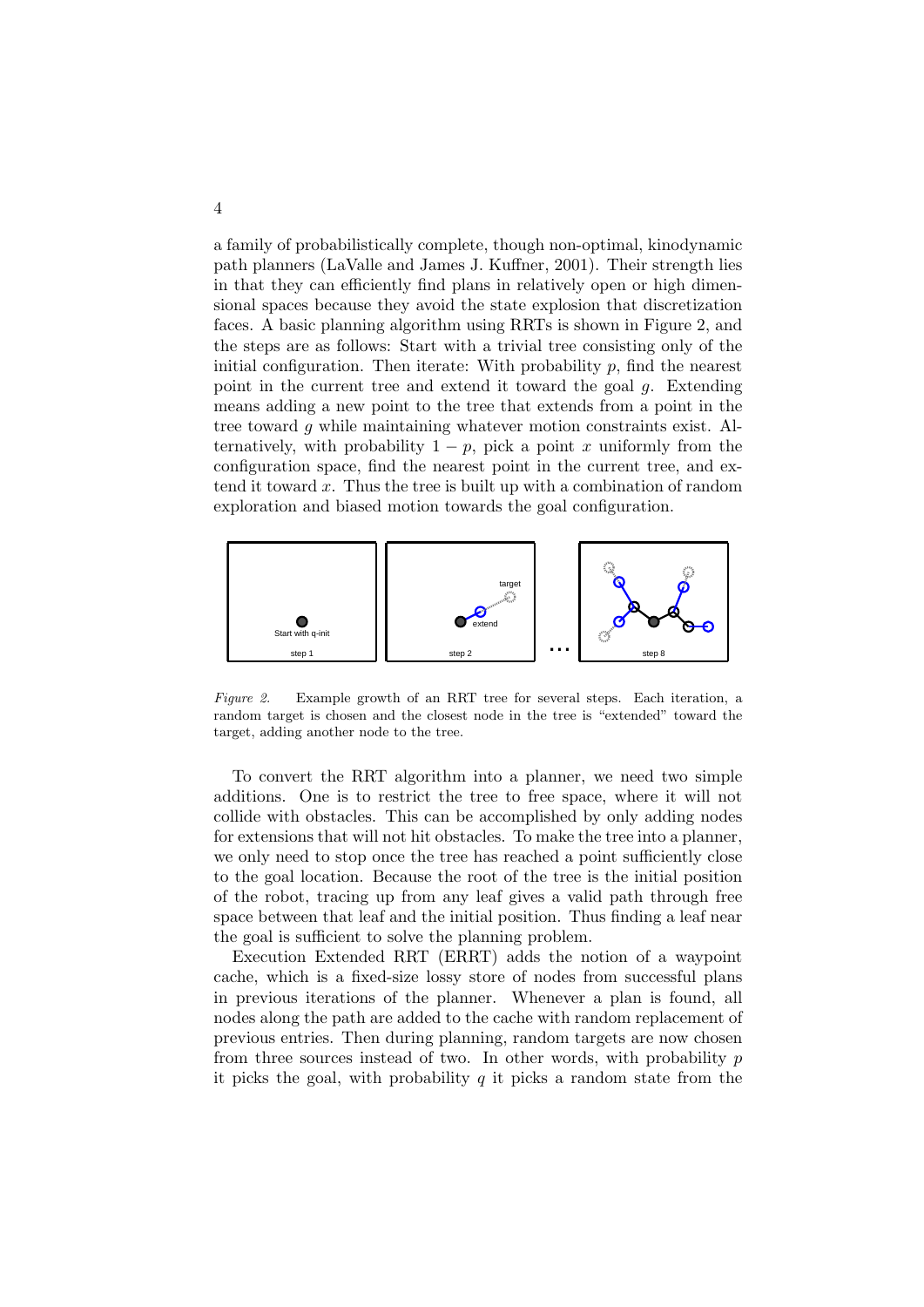a family of probabilistically complete, though non-optimal, kinodynamic path planners (LaValle and James J. Kuffner, 2001). Their strength lies in that they can efficiently find plans in relatively open or high dimensional spaces because they avoid the state explosion that discretization faces. A basic planning algorithm using RRTs is shown in Figure 2, and the steps are as follows: Start with a trivial tree consisting only of the initial configuration. Then iterate: With probability $p$, find the nearest point in the current tree and extend it toward the goal $g$. Extending means adding a new point to the tree that extends from a point in the tree toward $g$ while maintaining whatever motion constraints exist. Alternatively, with probability $1 - p$, pick a point $x$ uniformly from the configuration space, find the nearest point in the current tree, and extend it toward $x$. Thus the tree is built up with a combination of random exploration and biased motion towards the goal configuration.

Start with q-init

step 1

target

extend

step 2

...

step 8

*Figure 2.* Example growth of an RRT tree for several steps. Each iteration, a random target is chosen and the closest node in the tree is "extended" toward the target, adding another node to the tree.

To convert the RRT algorithm into a planner, we need two simple additions. One is to restrict the tree to free space, where it will not collide with obstacles. This can be accomplished by only adding nodes for extensions that will not hit obstacles. To make the tree into a planner, we only need to stop once the tree has reached a point sufficiently close to the goal location. Because the root of the tree is the initial position of the robot, tracing up from any leaf gives a valid path through free space between that leaf and the initial position. Thus finding a leaf near the goal is sufficient to solve the planning problem.

Execution Extended RRT (ERRT) adds the notion of a waypoint cache, which is a fixed-size lossy store of nodes from successful plans in previous iterations of the planner. Whenever a plan is found, all nodes along the path are added to the cache with random replacement of previous entries. Then during planning, random targets are now chosen from three sources instead of two. In other words, with probability $p$ it picks the goal, with probability $q$ it picks a random state from the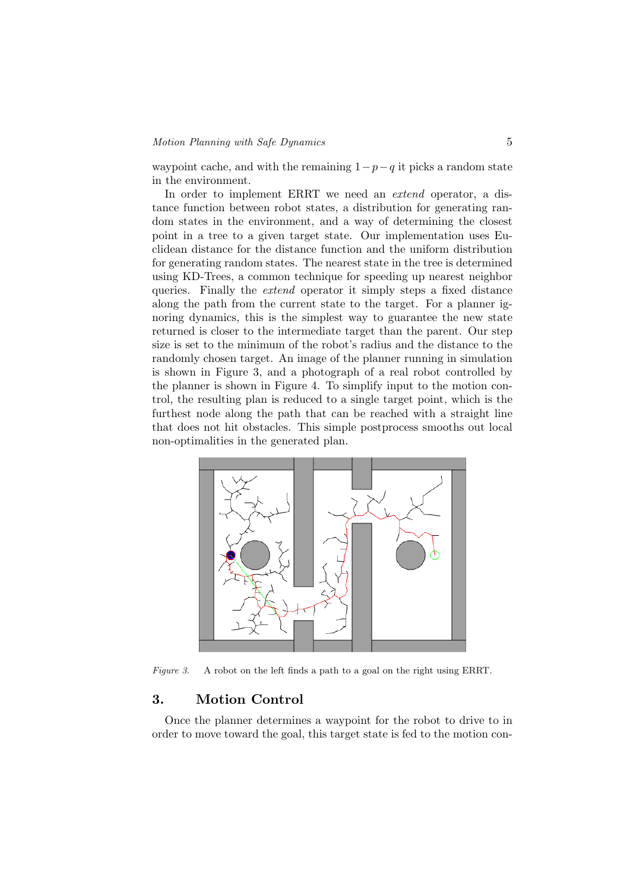waypoint cache, and with the remaining $1-p-q$ it picks a random state in the environment.

In order to implement ERRT we need an *extend* operator, a distance function between robot states, a distribution for generating random states in the environment, and a way of determining the closest point in a tree to a given target state. Our implementation uses Euclidean distance for the distance function and the uniform distribution for generating random states. The nearest state in the tree is determined using KD-Trees, a common technique for speeding up nearest neighbor queries. Finally the *extend* operator it simply steps a fixed distance along the path from the current state to the target. For a planner ignoring dynamics, this is the simplest way to guarantee the new state returned is closer to the intermediate target than the parent. Our step size is set to the minimum of the robot's radius and the distance to the randomly chosen target. An image of the planner running in simulation is shown in Figure 3, and a photograph of a real robot controlled by the planner is shown in Figure 4. To simplify input to the motion control, the resulting plan is reduced to a single target point, which is the furthest node along the path that can be reached with a straight line that does not hit obstacles. This simple postprocess smooths out local non-optimalities in the generated plan.

*Figure 3.* A robot on the left finds a path to a goal on the right using ERRT.

## 3. Motion Control

Once the planner determines a waypoint for the robot to drive to in order to move toward the goal, this target state is fed to the motion con-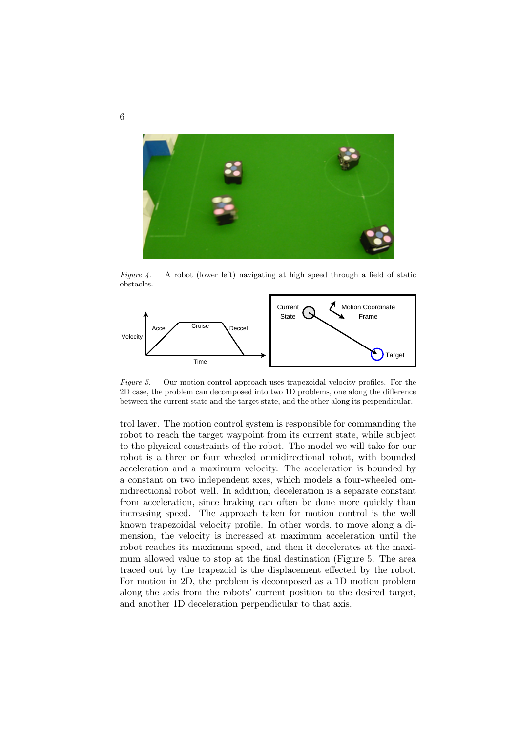*Figure 4.* A robot (lower left) navigating at high speed through a field of static obstacles.

*Figure 5.* Our motion control approach uses trapezoidal velocity profiles. For the 2D case, the problem can decomposed into two 1D problems, one along the difference between the current state and the target state, and the other along its perpendicular.

trol layer. The motion control system is responsible for commanding the robot to reach the target waypoint from its current state, while subject to the physical constraints of the robot. The model we will take for our robot is a three or four wheeled omnidirectional robot, with bounded acceleration and a maximum velocity. The acceleration is bounded by a constant on two independent axes, which models a four-wheeled omnidirectional robot well. In addition, deceleration is a separate constant from acceleration, since braking can often be done more quickly than increasing speed. The approach taken for motion control is the well known trapezoidal velocity profile. In other words, to move along a dimension, the velocity is increased at maximum acceleration until the robot reaches its maximum speed, and then it decelerates at the maximum allowed value to stop at the final destination (Figure 5. The area traced out by the trapezoid is the displacement effected by the robot. For motion in 2D, the problem is decomposed as a 1D motion problem along the axis from the robots' current position to the desired target, and another 1D deceleration perpendicular to that axis.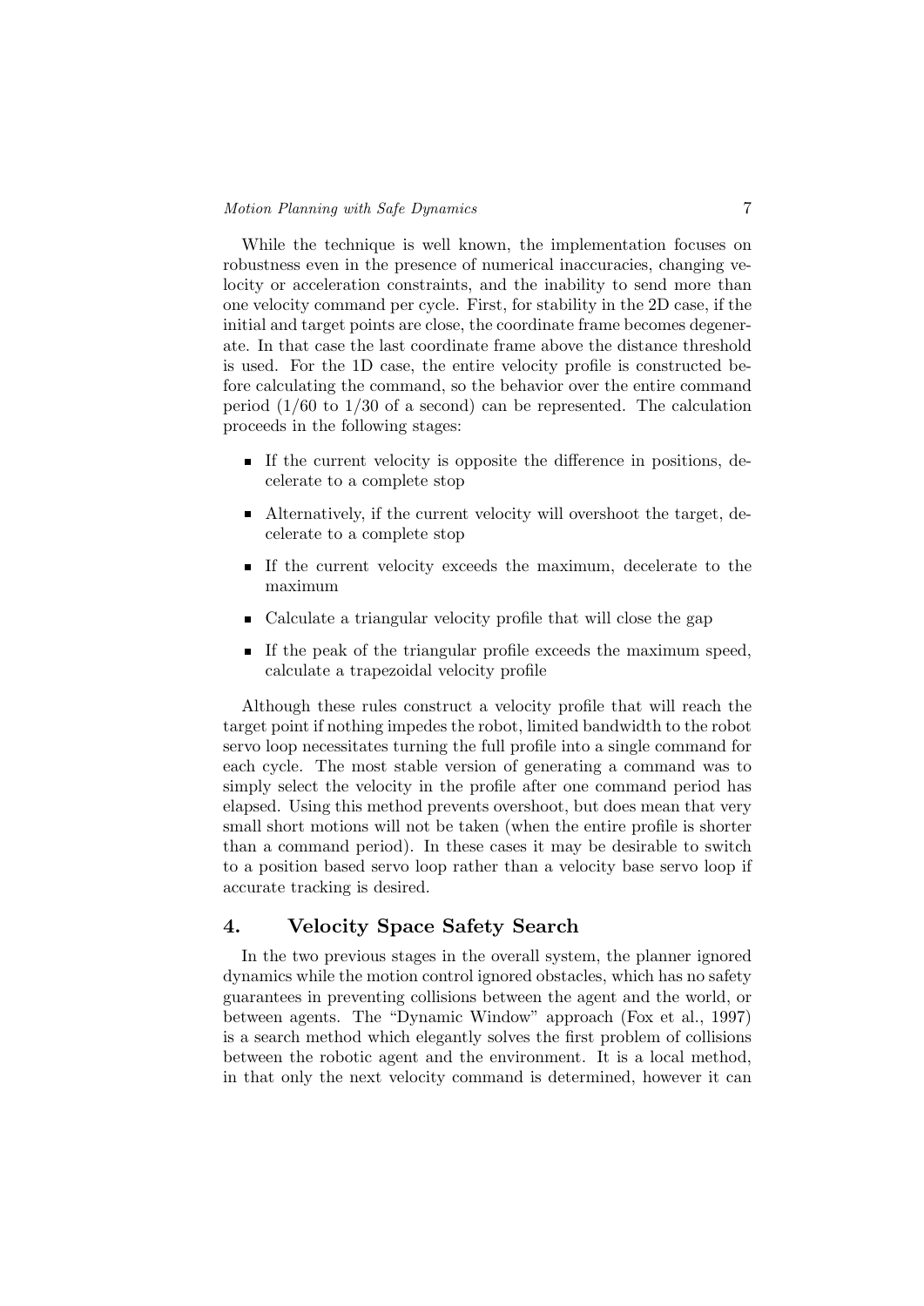While the technique is well known, the implementation focuses on robustness even in the presence of numerical inaccuracies, changing velocity or acceleration constraints, and the inability to send more than one velocity command per cycle. First, for stability in the 2D case, if the initial and target points are close, the coordinate frame becomes degenerate. In that case the last coordinate frame above the distance threshold is used. For the 1D case, the entire velocity profile is constructed before calculating the command, so the behavior over the entire command period (1/60 to 1/30 of a second) can be represented. The calculation proceeds in the following stages:

- If the current velocity is opposite the difference in positions, decelerate to a complete stop
- Alternatively, if the current velocity will overshoot the target, decelerate to a complete stop
- If the current velocity exceeds the maximum, decelerate to the maximum
- Calculate a triangular velocity profile that will close the gap
- If the peak of the triangular profile exceeds the maximum speed, calculate a trapezoidal velocity profile

Although these rules construct a velocity profile that will reach the target point if nothing impedes the robot, limited bandwidth to the robot servo loop necessitates turning the full profile into a single command for each cycle. The most stable version of generating a command was to simply select the velocity in the profile after one command period has elapsed. Using this method prevents overshoot, but does mean that very small short motions will not be taken (when the entire profile is shorter than a command period). In these cases it may be desirable to switch to a position based servo loop rather than a velocity base servo loop if accurate tracking is desired.

## 4. Velocity Space Safety Search

In the two previous stages in the overall system, the planner ignored dynamics while the motion control ignored obstacles, which has no safety guarantees in preventing collisions between the agent and the world, or between agents. The "Dynamic Window" approach (Fox et al., 1997) is a search method which elegantly solves the first problem of collisions between the robotic agent and the environment. It is a local method, in that only the next velocity command is determined, however it can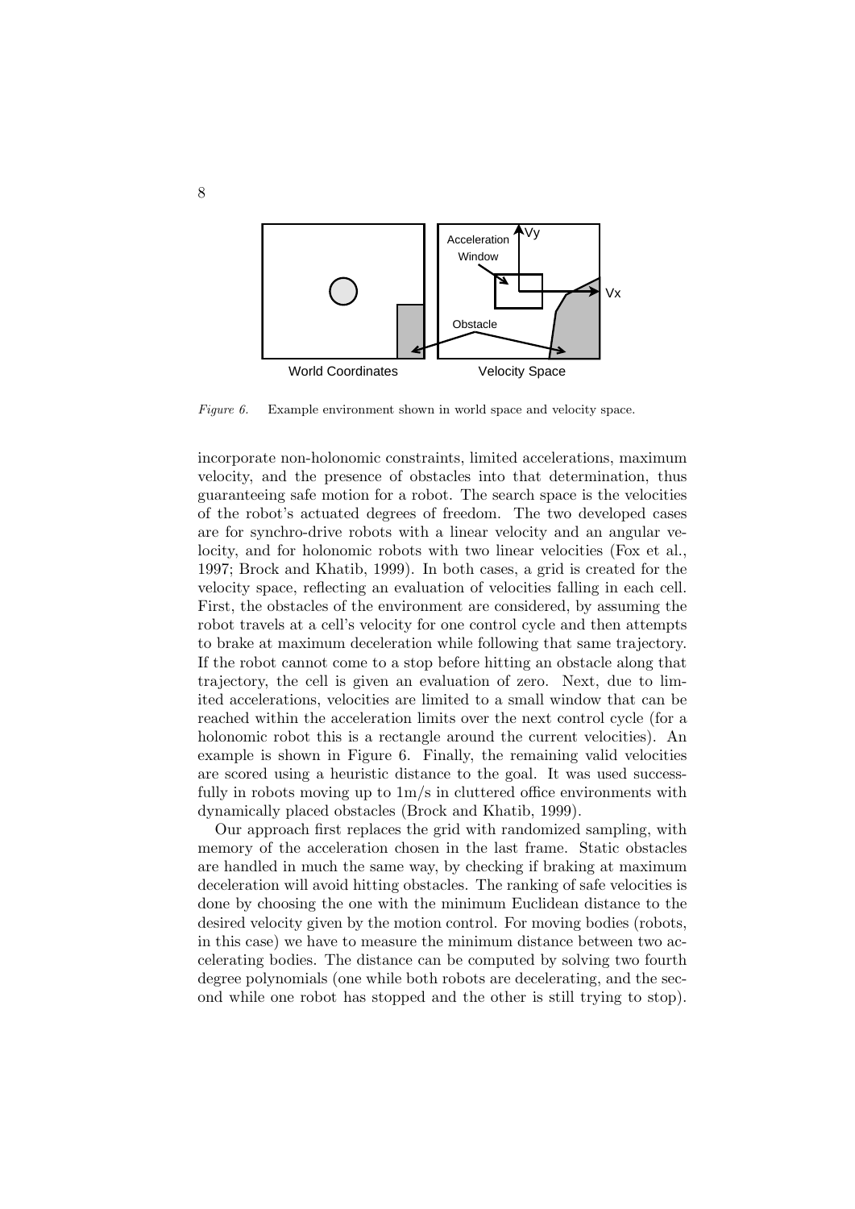*Figure 6.* Example environment shown in world space and velocity space.

incorporate non-holonomic constraints, limited accelerations, maximum velocity, and the presence of obstacles into that determination, thus guaranteeing safe motion for a robot. The search space is the velocities of the robot's actuated degrees of freedom. The two developed cases are for synchro-drive robots with a linear velocity and an angular velocity, and for holonomic robots with two linear velocities (Fox et al., 1997; Brock and Khatib, 1999). In both cases, a grid is created for the velocity space, reflecting an evaluation of velocities falling in each cell. First, the obstacles of the environment are considered, by assuming the robot travels at a cell's velocity for one control cycle and then attempts to brake at maximum deceleration while following that same trajectory. If the robot cannot come to a stop before hitting an obstacle along that trajectory, the cell is given an evaluation of zero. Next, due to limited accelerations, velocities are limited to a small window that can be reached within the acceleration limits over the next control cycle (for a holonomic robot this is a rectangle around the current velocities). An example is shown in Figure 6. Finally, the remaining valid velocities are scored using a heuristic distance to the goal. It was used successfully in robots moving up to 1m/s in cluttered office environments with dynamically placed obstacles (Brock and Khatib, 1999).

Our approach first replaces the grid with randomized sampling, with memory of the acceleration chosen in the last frame. Static obstacles are handled in much the same way, by checking if braking at maximum deceleration will avoid hitting obstacles. The ranking of safe velocities is done by choosing the one with the minimum Euclidean distance to the desired velocity given by the motion control. For moving bodies (robots, in this case) we have to measure the minimum distance between two accelerating bodies. The distance can be computed by solving two fourth degree polynomials (one while both robots are decelerating, and the second while one robot has stopped and the other is still trying to stop).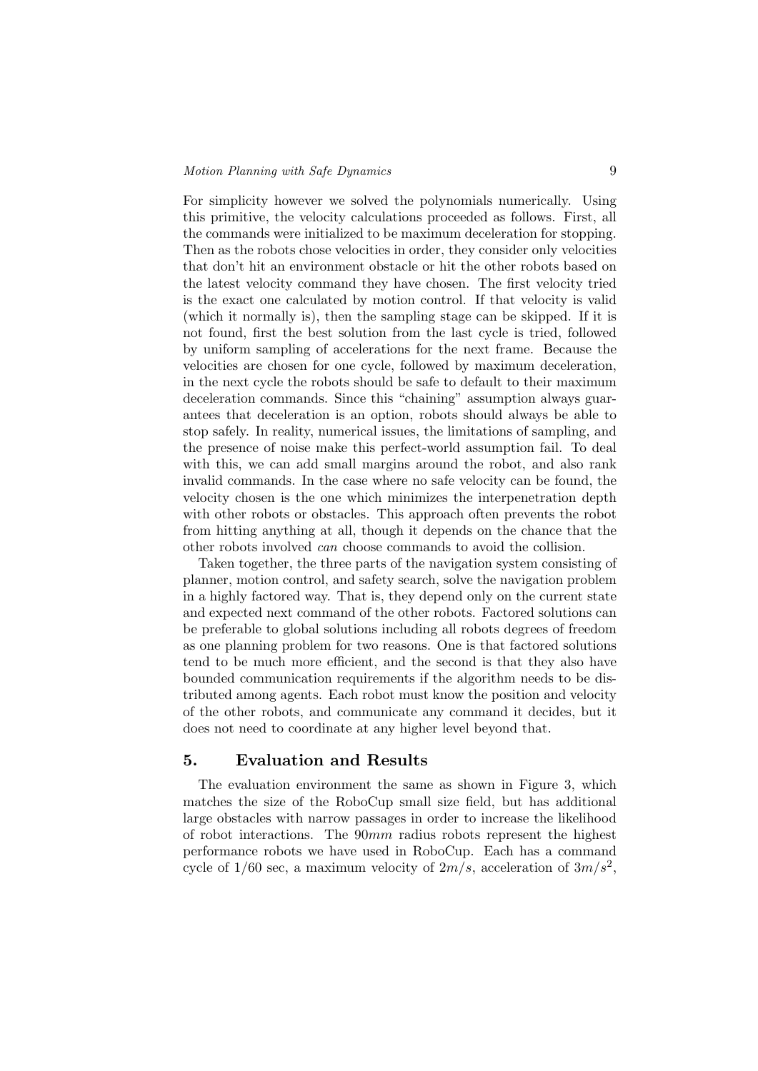For simplicity however we solved the polynomials numerically. Using this primitive, the velocity calculations proceeded as follows. First, all the commands were initialized to be maximum deceleration for stopping. Then as the robots chose velocities in order, they consider only velocities that don't hit an environment obstacle or hit the other robots based on the latest velocity command they have chosen. The first velocity tried is the exact one calculated by motion control. If that velocity is valid (which it normally is), then the sampling stage can be skipped. If it is not found, first the best solution from the last cycle is tried, followed by uniform sampling of accelerations for the next frame. Because the velocities are chosen for one cycle, followed by maximum deceleration, in the next cycle the robots should be safe to default to their maximum deceleration commands. Since this "chaining" assumption always guarantees that deceleration is an option, robots should always be able to stop safely. In reality, numerical issues, the limitations of sampling, and the presence of noise make this perfect-world assumption fail. To deal with this, we can add small margins around the robot, and also rank invalid commands. In the case where no safe velocity can be found, the velocity chosen is the one which minimizes the interpenetration depth with other robots or obstacles. This approach often prevents the robot from hitting anything at all, though it depends on the chance that the other robots involved *can* choose commands to avoid the collision.

Taken together, the three parts of the navigation system consisting of planner, motion control, and safety search, solve the navigation problem in a highly factored way. That is, they depend only on the current state and expected next command of the other robots. Factored solutions can be preferable to global solutions including all robots degrees of freedom as one planning problem for two reasons. One is that factored solutions tend to be much more efficient, and the second is that they also have bounded communication requirements if the algorithm needs to be distributed among agents. Each robot must know the position and velocity of the other robots, and communicate any command it decides, but it does not need to coordinate at any higher level beyond that.

## 5. Evaluation and Results

The evaluation environment the same as shown in Figure 3, which matches the size of the RoboCup small size field, but has additional large obstacles with narrow passages in order to increase the likelihood of robot interactions. The $90mm$ radius robots represent the highest performance robots we have used in RoboCup. Each has a command cycle of $1/60$ sec, a maximum velocity of $2m/s$, acceleration of $3m/s^2$,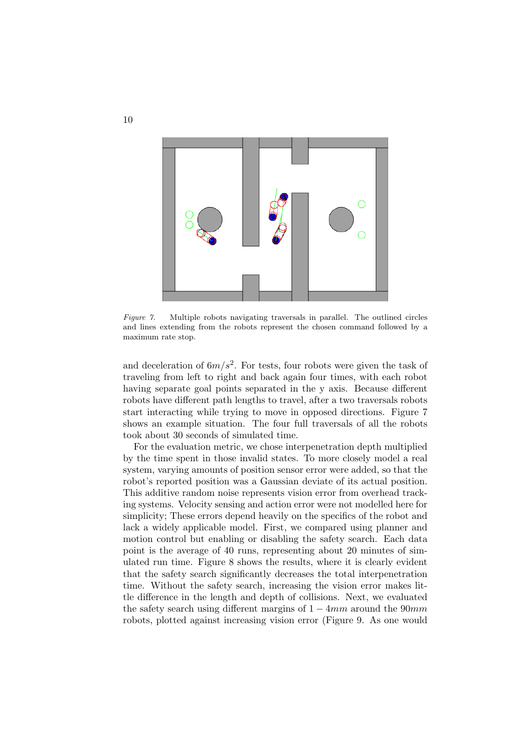*Figure 7.* Multiple robots navigating traversals in parallel. The outlined circles and lines extending from the robots represent the chosen command followed by a maximum rate stop.

and deceleration of $6m/s^2$. For tests, four robots were given the task of traveling from left to right and back again four times, with each robot having separate goal points separated in the y axis. Because different robots have different path lengths to travel, after a two traversals robots start interacting while trying to move in opposed directions. Figure 7 shows an example situation. The four full traversals of all the robots took about 30 seconds of simulated time.

For the evaluation metric, we chose interpenetration depth multiplied by the time spent in those invalid states. To more closely model a real system, varying amounts of position sensor error were added, so that the robot's reported position was a Gaussian deviate of its actual position. This additive random noise represents vision error from overhead tracking systems. Velocity sensing and action error were not modelled here for simplicity; These errors depend heavily on the specifics of the robot and lack a widely applicable model. First, we compared using planner and motion control but enabling or disabling the safety search. Each data point is the average of 40 runs, representing about 20 minutes of simulated run time. Figure 8 shows the results, where it is clearly evident that the safety search significantly decreases the total interpenetration time. Without the safety search, increasing the vision error makes little difference in the length and depth of collisions. Next, we evaluated the safety search using different margins of $1-4mm$ around the $90mm$ robots, plotted against increasing vision error (Figure 9. As one would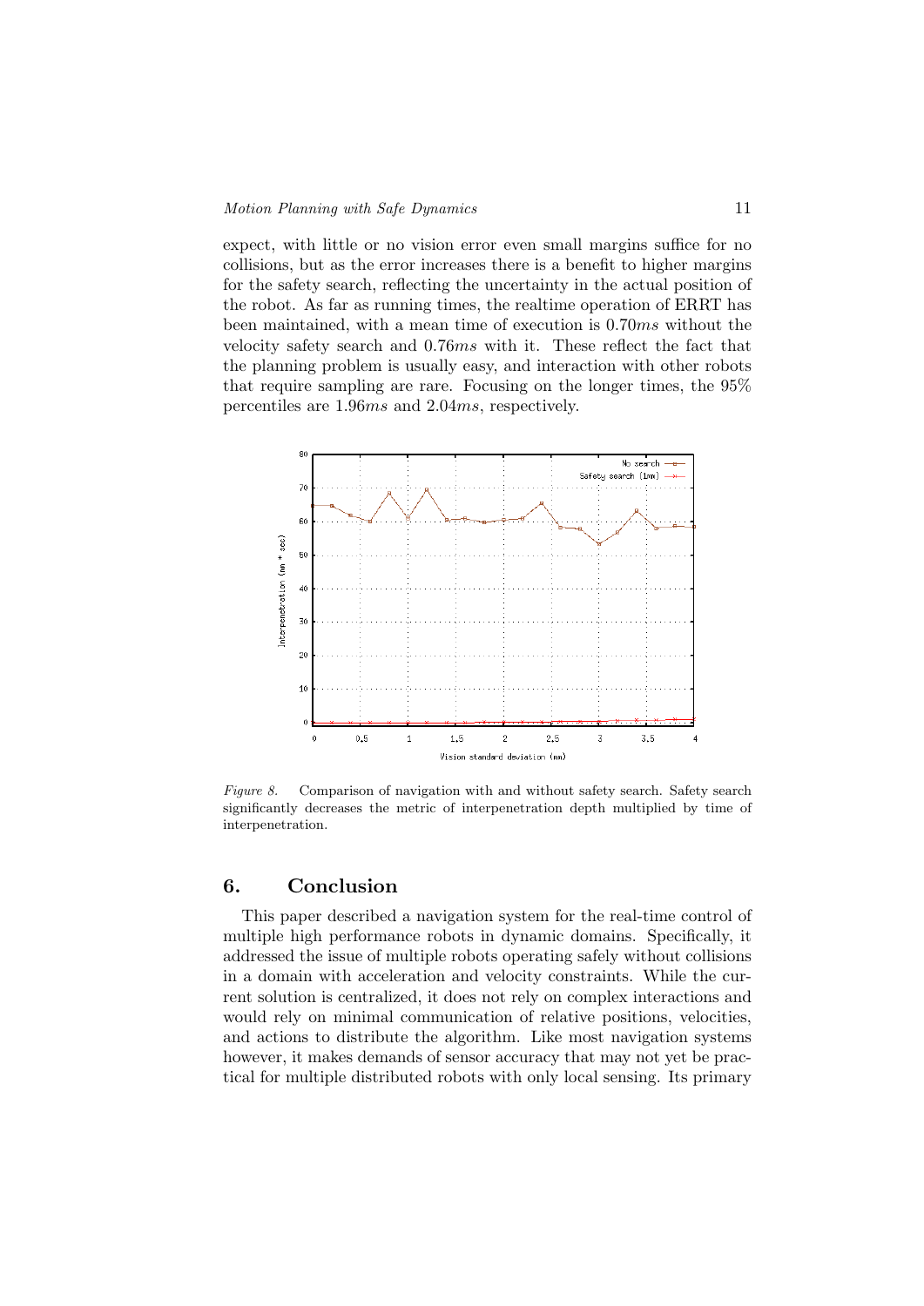expect, with little or no vision error even small margins suffice for no collisions, but as the error increases there is a benefit to higher margins for the safety search, reflecting the uncertainty in the actual position of the robot. As far as running times, the realtime operation of ERRT has been maintained, with a mean time of execution is $0.70ms$ without the velocity safety search and $0.76ms$ with it. These reflect the fact that the planning problem is usually easy, and interaction with other robots that require sampling are rare. Focusing on the longer times, the 95% percentiles are $1.96ms$ and $2.04ms$, respectively.

*Figure 8.* Comparison of navigation with and without safety search. Safety search significantly decreases the metric of interpenetration depth multiplied by time of interpenetration.

## 6. Conclusion

This paper described a navigation system for the real-time control of multiple high performance robots in dynamic domains. Specifically, it addressed the issue of multiple robots operating safely without collisions in a domain with acceleration and velocity constraints. While the current solution is centralized, it does not rely on complex interactions and would rely on minimal communication of relative positions, velocities, and actions to distribute the algorithm. Like most navigation systems however, it makes demands of sensor accuracy that may not yet be practical for multiple distributed robots with only local sensing. Its primary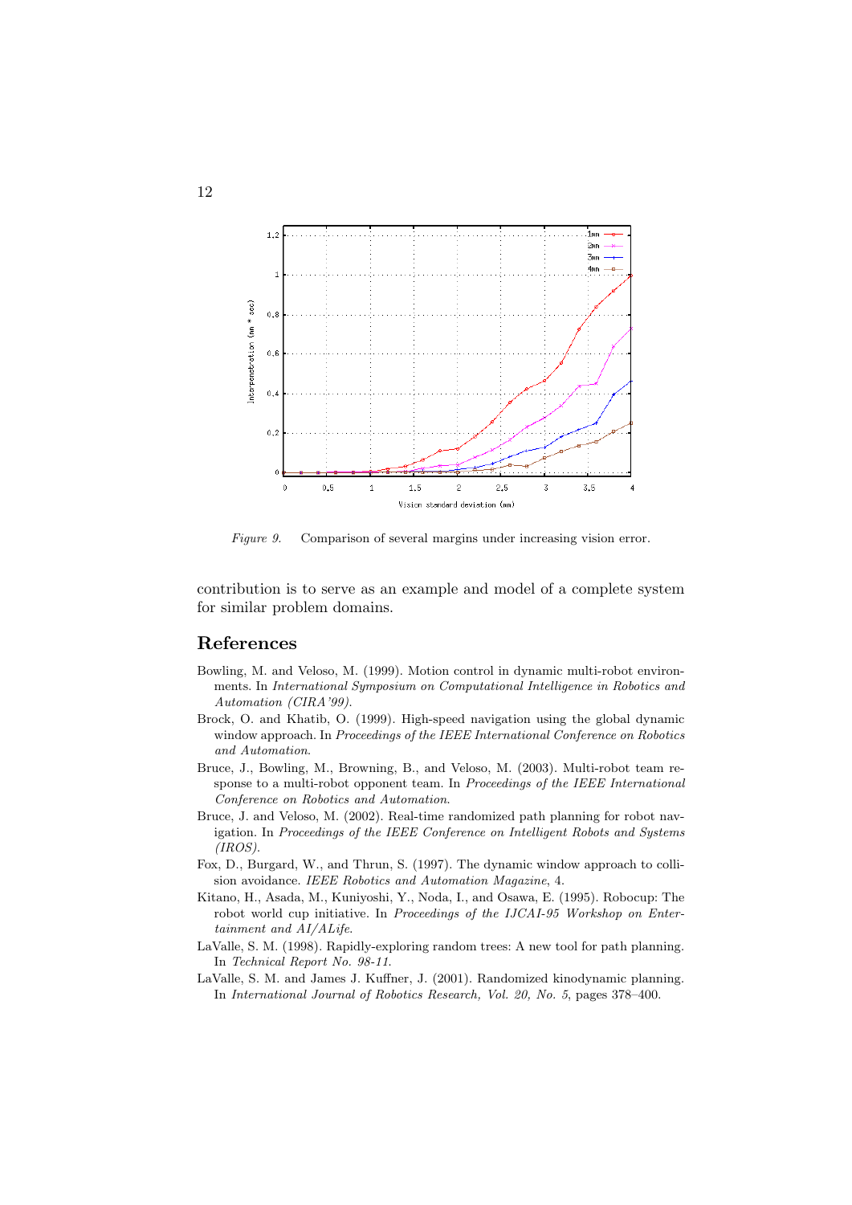1.2
1
0.8
0.6
0.4
0.2
0
Interpenetration (mm * sec)
0
0.5
1
1.5
2
2.5
3
3.5
4
Vision standard deviation (mm)
1mm
2mm
3mm
4mm

*Figure 9.* Comparison of several margins under increasing vision error.

contribution is to serve as an example and model of a complete system for similar problem domains.

## References

Bowling, M. and Veloso, M. (1999). Motion control in dynamic multi-robot environments. In *International Symposium on Computational Intelligence in Robotics and Automation (CIRA'99)*.

Brock, O. and Khatib, O. (1999). High-speed navigation using the global dynamic window approach. In *Proceedings of the IEEE International Conference on Robotics and Automation*.

Bruce, J., Bowling, M., Browning, B., and Veloso, M. (2003). Multi-robot team response to a multi-robot opponent team. In *Proceedings of the IEEE International Conference on Robotics and Automation*.

Bruce, J. and Veloso, M. (2002). Real-time randomized path planning for robot navigation. In *Proceedings of the IEEE Conference on Intelligent Robots and Systems (IROS)*.

Fox, D., Burgard, W., and Thrun, S. (1997). The dynamic window approach to collision avoidance. *IEEE Robotics and Automation Magazine*, 4.

Kitano, H., Asada, M., Kuniyoshi, Y., Noda, I., and Osawa, E. (1995). Robocup: The robot world cup initiative. In *Proceedings of the IJCAI-95 Workshop on Entertainment and AI/ALife*.

LaValle, S. M. (1998). Rapidly-exploring random trees: A new tool for path planning. In *Technical Report No. 98-11*.

LaValle, S. M. and James J. Kuffner, J. (2001). Randomized kinodynamic planning. In *International Journal of Robotics Research, Vol. 20, No. 5*, pages 378–400.